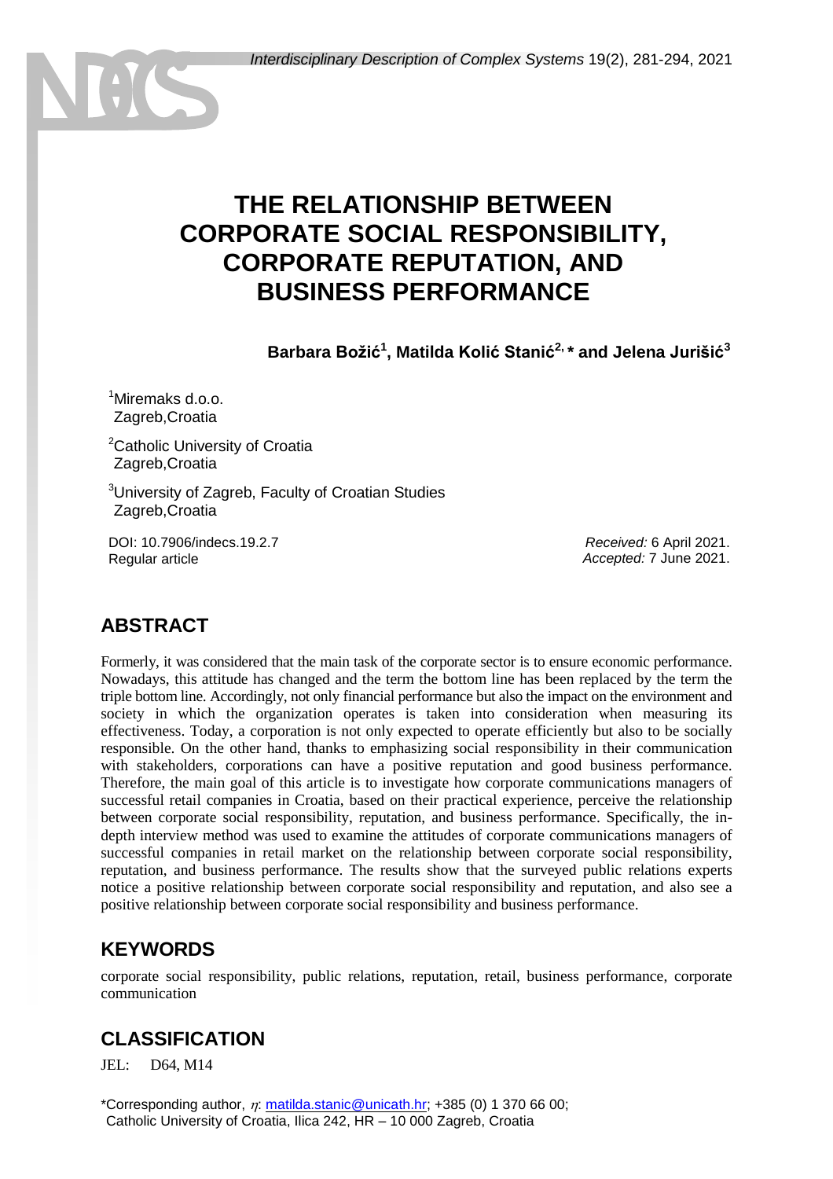# THE RELATIONSHIP BETWEEN CORPORATE SOCIAL RESPONSIBILITY, CORPORATE REPUTATION, AND BUSINESS PERFORMANCE

**Barbara Božić[1], Matilda Kolić Stanić[2,]\* and Jelena Jurišić[3]**

[1]Miremaks d.o.o.
Zagreb,Croatia

[2]Catholic University of Croatia
Zagreb,Croatia

[3]University of Zagreb, Faculty of Croatian Studies
Zagreb,Croatia

DOI: 10.7906/indecs.19.2.7
Regular article

*Received:* 6 April 2021.
*Accepted:* 7 June 2021.

## ABSTRACT

Formerly, it was considered that the main task of the corporate sector is to ensure economic performance. Nowadays, this attitude has changed and the term the bottom line has been replaced by the term the triple bottom line. Accordingly, not only financial performance but also the impact on the environment and society in which the organization operates is taken into consideration when measuring its effectiveness. Today, a corporation is not only expected to operate efficiently but also to be socially responsible. On the other hand, thanks to emphasizing social responsibility in their communication with stakeholders, corporations can have a positive reputation and good business performance. Therefore, the main goal of this article is to investigate how corporate communications managers of successful retail companies in Croatia, based on their practical experience, perceive the relationship between corporate social responsibility, reputation, and business performance. Specifically, the in-depth interview method was used to examine the attitudes of corporate communications managers of successful companies in retail market on the relationship between corporate social responsibility, reputation, and business performance. The results show that the surveyed public relations experts notice a positive relationship between corporate social responsibility and reputation, and also see a positive relationship between corporate social responsibility and business performance.

## KEYWORDS

corporate social responsibility, public relations, reputation, retail, business performance, corporate communication

## CLASSIFICATION

JEL: D64, M14

\*Corresponding author, $\eta$: matilda.stanic@unicath.hr; +385 (0) 1 370 66 00;
Catholic University of Croatia, Ilica 242, HR – 10 000 Zagreb, Croatia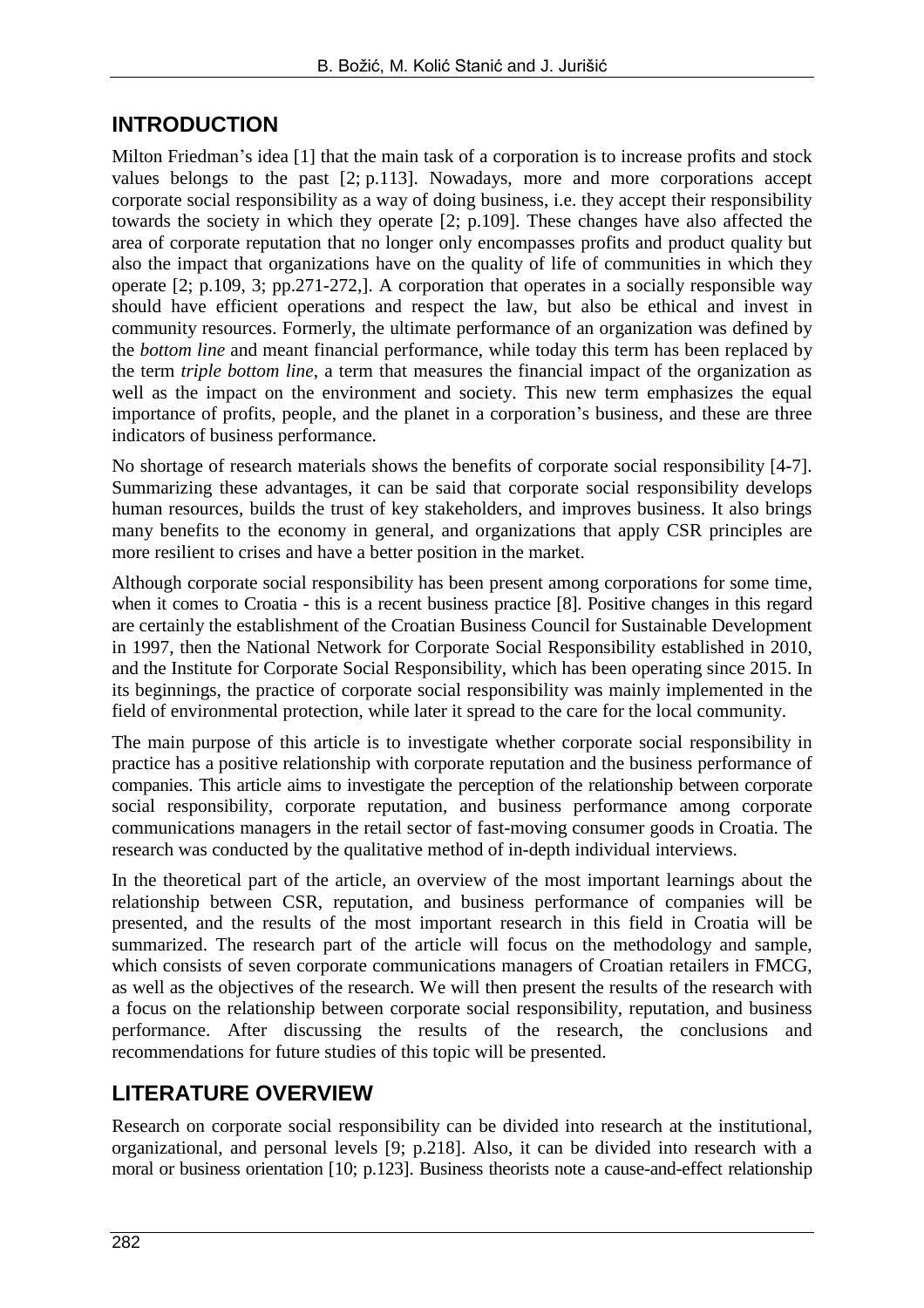## INTRODUCTION

Milton Friedman's idea [1] that the main task of a corporation is to increase profits and stock values belongs to the past [2; p.113]. Nowadays, more and more corporations accept corporate social responsibility as a way of doing business, i.e. they accept their responsibility towards the society in which they operate [2; p.109]. These changes have also affected the area of corporate reputation that no longer only encompasses profits and product quality but also the impact that organizations have on the quality of life of communities in which they operate [2; p.109, 3; pp.271-272,]. A corporation that operates in a socially responsible way should have efficient operations and respect the law, but also be ethical and invest in community resources. Formerly, the ultimate performance of an organization was defined by the *bottom line* and meant financial performance, while today this term has been replaced by the term *triple bottom line*, a term that measures the financial impact of the organization as well as the impact on the environment and society. This new term emphasizes the equal importance of profits, people, and the planet in a corporation's business, and these are three indicators of business performance.

No shortage of research materials shows the benefits of corporate social responsibility [4-7]. Summarizing these advantages, it can be said that corporate social responsibility develops human resources, builds the trust of key stakeholders, and improves business. It also brings many benefits to the economy in general, and organizations that apply CSR principles are more resilient to crises and have a better position in the market.

Although corporate social responsibility has been present among corporations for some time, when it comes to Croatia - this is a recent business practice [8]. Positive changes in this regard are certainly the establishment of the Croatian Business Council for Sustainable Development in 1997, then the National Network for Corporate Social Responsibility established in 2010, and the Institute for Corporate Social Responsibility, which has been operating since 2015. In its beginnings, the practice of corporate social responsibility was mainly implemented in the field of environmental protection, while later it spread to the care for the local community.

The main purpose of this article is to investigate whether corporate social responsibility in practice has a positive relationship with corporate reputation and the business performance of companies. This article aims to investigate the perception of the relationship between corporate social responsibility, corporate reputation, and business performance among corporate communications managers in the retail sector of fast-moving consumer goods in Croatia. The research was conducted by the qualitative method of in-depth individual interviews.

In the theoretical part of the article, an overview of the most important learnings about the relationship between CSR, reputation, and business performance of companies will be presented, and the results of the most important research in this field in Croatia will be summarized. The research part of the article will focus on the methodology and sample, which consists of seven corporate communications managers of Croatian retailers in FMCG, as well as the objectives of the research. We will then present the results of the research with a focus on the relationship between corporate social responsibility, reputation, and business performance. After discussing the results of the research, the conclusions and recommendations for future studies of this topic will be presented.

## LITERATURE OVERVIEW

Research on corporate social responsibility can be divided into research at the institutional, organizational, and personal levels [9; p.218]. Also, it can be divided into research with a moral or business orientation [10; p.123]. Business theorists note a cause-and-effect relationship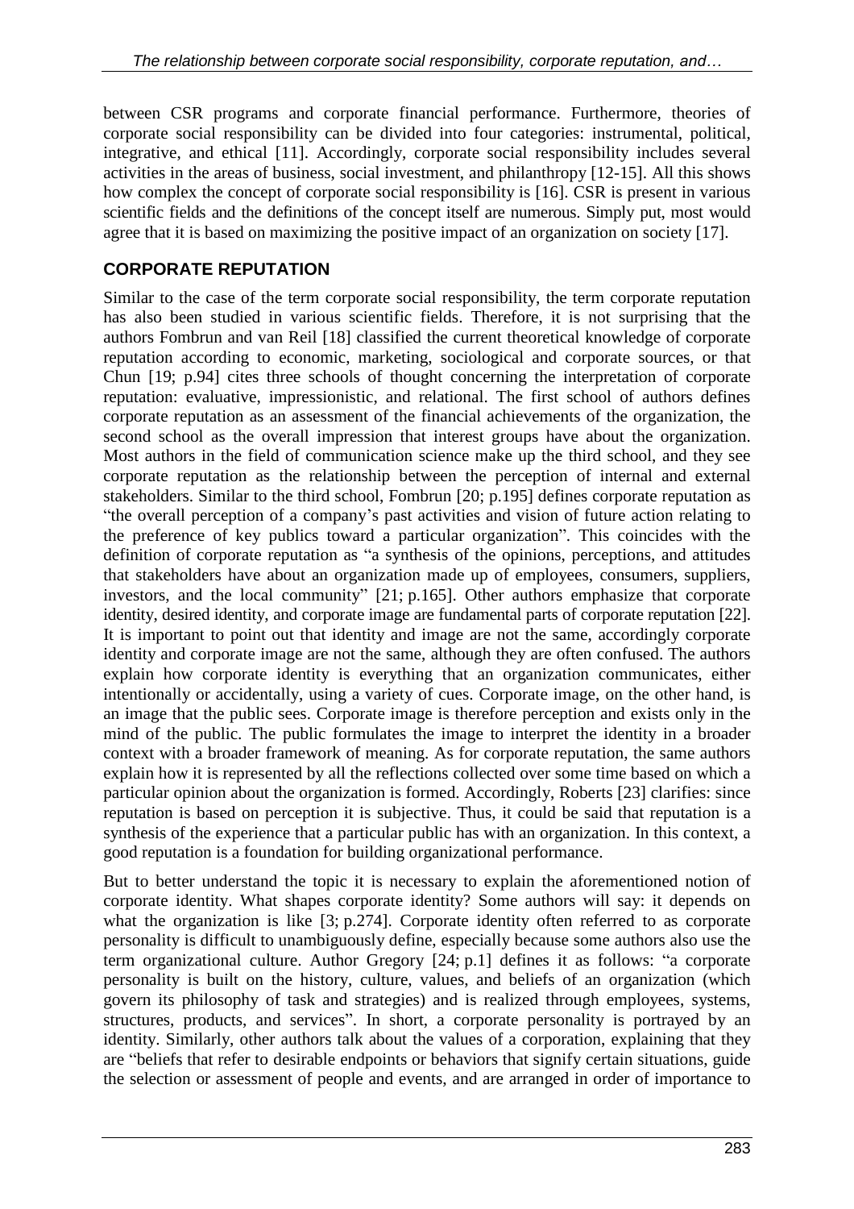between CSR programs and corporate financial performance. Furthermore, theories of corporate social responsibility can be divided into four categories: instrumental, political, integrative, and ethical [11]. Accordingly, corporate social responsibility includes several activities in the areas of business, social investment, and philanthropy [12-15]. All this shows how complex the concept of corporate social responsibility is [16]. CSR is present in various scientific fields and the definitions of the concept itself are numerous. Simply put, most would agree that it is based on maximizing the positive impact of an organization on society [17].

## CORPORATE REPUTATION

Similar to the case of the term corporate social responsibility, the term corporate reputation has also been studied in various scientific fields. Therefore, it is not surprising that the authors Fombrun and van Reil [18] classified the current theoretical knowledge of corporate reputation according to economic, marketing, sociological and corporate sources, or that Chun [19; p.94] cites three schools of thought concerning the interpretation of corporate reputation: evaluative, impressionistic, and relational. The first school of authors defines corporate reputation as an assessment of the financial achievements of the organization, the second school as the overall impression that interest groups have about the organization. Most authors in the field of communication science make up the third school, and they see corporate reputation as the relationship between the perception of internal and external stakeholders. Similar to the third school, Fombrun [20; p.195] defines corporate reputation as "the overall perception of a company's past activities and vision of future action relating to the preference of key publics toward a particular organization". This coincides with the definition of corporate reputation as "a synthesis of the opinions, perceptions, and attitudes that stakeholders have about an organization made up of employees, consumers, suppliers, investors, and the local community" [21; p.165]. Other authors emphasize that corporate identity, desired identity, and corporate image are fundamental parts of corporate reputation [22]. It is important to point out that identity and image are not the same, accordingly corporate identity and corporate image are not the same, although they are often confused. The authors explain how corporate identity is everything that an organization communicates, either intentionally or accidentally, using a variety of cues. Corporate image, on the other hand, is an image that the public sees. Corporate image is therefore perception and exists only in the mind of the public. The public formulates the image to interpret the identity in a broader context with a broader framework of meaning. As for corporate reputation, the same authors explain how it is represented by all the reflections collected over some time based on which a particular opinion about the organization is formed. Accordingly, Roberts [23] clarifies: since reputation is based on perception it is subjective. Thus, it could be said that reputation is a synthesis of the experience that a particular public has with an organization. In this context, a good reputation is a foundation for building organizational performance.

But to better understand the topic it is necessary to explain the aforementioned notion of corporate identity. What shapes corporate identity? Some authors will say: it depends on what the organization is like [3; p.274]. Corporate identity often referred to as corporate personality is difficult to unambiguously define, especially because some authors also use the term organizational culture. Author Gregory [24; p.1] defines it as follows: "a corporate personality is built on the history, culture, values, and beliefs of an organization (which govern its philosophy of task and strategies) and is realized through employees, systems, structures, products, and services". In short, a corporate personality is portrayed by an identity. Similarly, other authors talk about the values of a corporation, explaining that they are "beliefs that refer to desirable endpoints or behaviors that signify certain situations, guide the selection or assessment of people and events, and are arranged in order of importance to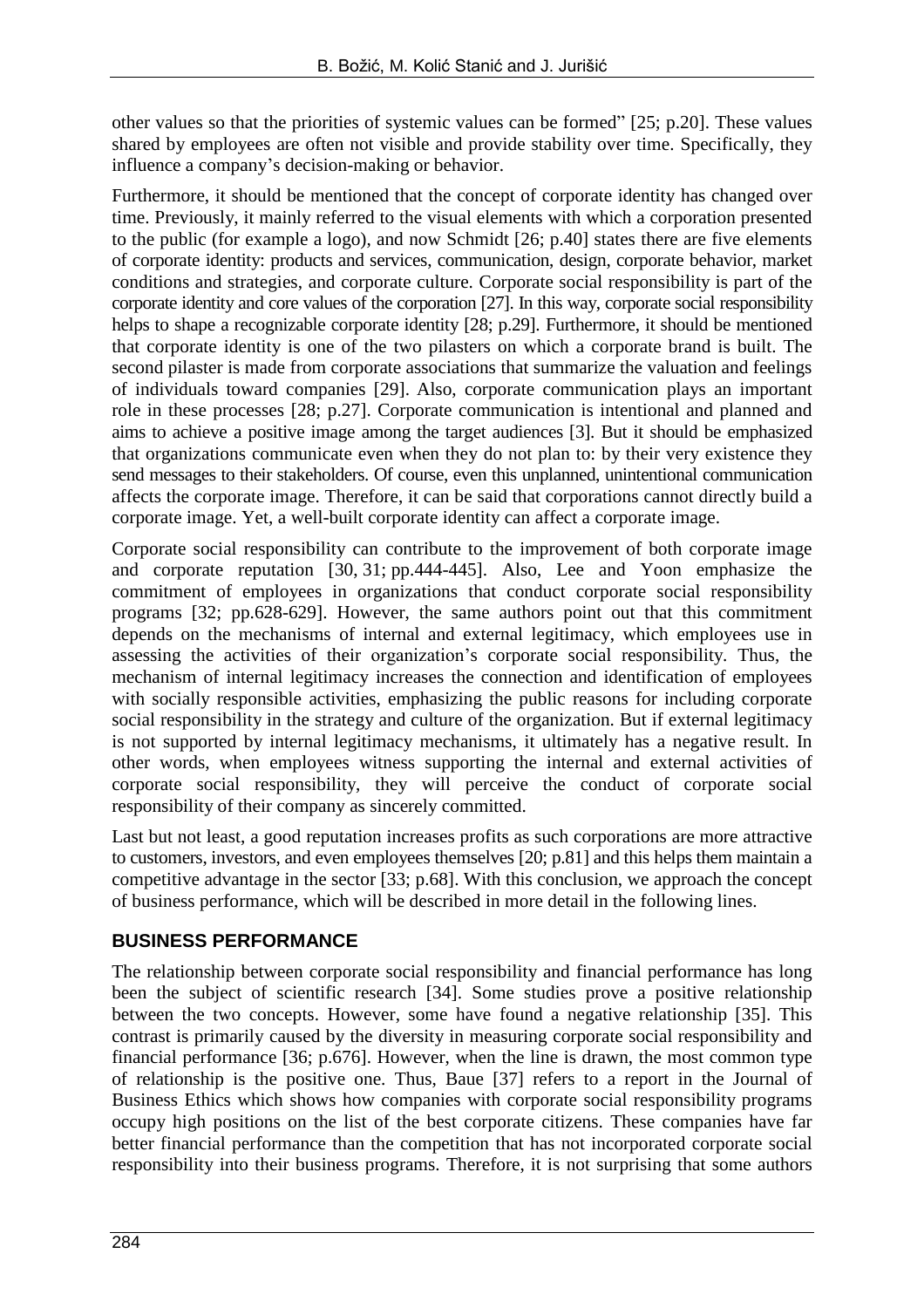other values so that the priorities of systemic values can be formed" [25; p.20]. These values shared by employees are often not visible and provide stability over time. Specifically, they influence a company's decision-making or behavior.

Furthermore, it should be mentioned that the concept of corporate identity has changed over time. Previously, it mainly referred to the visual elements with which a corporation presented to the public (for example a logo), and now Schmidt [26; p.40] states there are five elements of corporate identity: products and services, communication, design, corporate behavior, market conditions and strategies, and corporate culture. Corporate social responsibility is part of the corporate identity and core values of the corporation [27]. In this way, corporate social responsibility helps to shape a recognizable corporate identity [28; p.29]. Furthermore, it should be mentioned that corporate identity is one of the two pilasters on which a corporate brand is built. The second pilaster is made from corporate associations that summarize the valuation and feelings of individuals toward companies [29]. Also, corporate communication plays an important role in these processes [28; p.27]. Corporate communication is intentional and planned and aims to achieve a positive image among the target audiences [3]. But it should be emphasized that organizations communicate even when they do not plan to: by their very existence they send messages to their stakeholders. Of course, even this unplanned, unintentional communication affects the corporate image. Therefore, it can be said that corporations cannot directly build a corporate image. Yet, a well-built corporate identity can affect a corporate image.

Corporate social responsibility can contribute to the improvement of both corporate image and corporate reputation [30, 31; pp.444-445]. Also, Lee and Yoon emphasize the commitment of employees in organizations that conduct corporate social responsibility programs [32; pp.628-629]. However, the same authors point out that this commitment depends on the mechanisms of internal and external legitimacy, which employees use in assessing the activities of their organization's corporate social responsibility. Thus, the mechanism of internal legitimacy increases the connection and identification of employees with socially responsible activities, emphasizing the public reasons for including corporate social responsibility in the strategy and culture of the organization. But if external legitimacy is not supported by internal legitimacy mechanisms, it ultimately has a negative result. In other words, when employees witness supporting the internal and external activities of corporate social responsibility, they will perceive the conduct of corporate social responsibility of their company as sincerely committed.

Last but not least, a good reputation increases profits as such corporations are more attractive to customers, investors, and even employees themselves [20; p.81] and this helps them maintain a competitive advantage in the sector [33; p.68]. With this conclusion, we approach the concept of business performance, which will be described in more detail in the following lines.

## BUSINESS PERFORMANCE

The relationship between corporate social responsibility and financial performance has long been the subject of scientific research [34]. Some studies prove a positive relationship between the two concepts. However, some have found a negative relationship [35]. This contrast is primarily caused by the diversity in measuring corporate social responsibility and financial performance [36; p.676]. However, when the line is drawn, the most common type of relationship is the positive one. Thus, Baue [37] refers to a report in the Journal of Business Ethics which shows how companies with corporate social responsibility programs occupy high positions on the list of the best corporate citizens. These companies have far better financial performance than the competition that has not incorporated corporate social responsibility into their business programs. Therefore, it is not surprising that some authors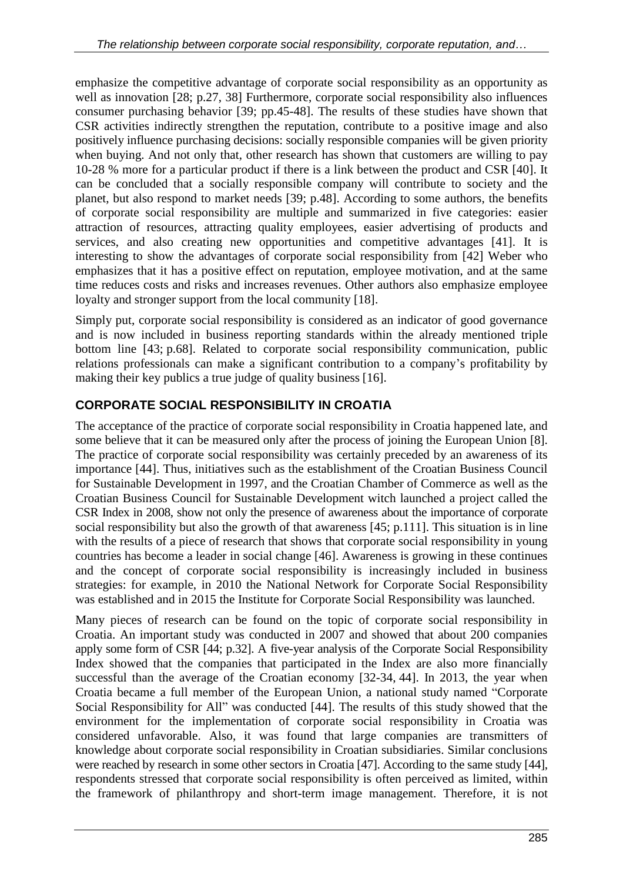emphasize the competitive advantage of corporate social responsibility as an opportunity as well as innovation [28; p.27, 38] Furthermore, corporate social responsibility also influences consumer purchasing behavior [39; pp.45-48]. The results of these studies have shown that CSR activities indirectly strengthen the reputation, contribute to a positive image and also positively influence purchasing decisions: socially responsible companies will be given priority when buying. And not only that, other research has shown that customers are willing to pay 10-28 % more for a particular product if there is a link between the product and CSR [40]. It can be concluded that a socially responsible company will contribute to society and the planet, but also respond to market needs [39; p.48]. According to some authors, the benefits of corporate social responsibility are multiple and summarized in five categories: easier attraction of resources, attracting quality employees, easier advertising of products and services, and also creating new opportunities and competitive advantages [41]. It is interesting to show the advantages of corporate social responsibility from [42] Weber who emphasizes that it has a positive effect on reputation, employee motivation, and at the same time reduces costs and risks and increases revenues. Other authors also emphasize employee loyalty and stronger support from the local community [18].

Simply put, corporate social responsibility is considered as an indicator of good governance and is now included in business reporting standards within the already mentioned triple bottom line [43; p.68]. Related to corporate social responsibility communication, public relations professionals can make a significant contribution to a company's profitability by making their key publics a true judge of quality business [16].

## CORPORATE SOCIAL RESPONSIBILITY IN CROATIA

The acceptance of the practice of corporate social responsibility in Croatia happened late, and some believe that it can be measured only after the process of joining the European Union [8]. The practice of corporate social responsibility was certainly preceded by an awareness of its importance [44]. Thus, initiatives such as the establishment of the Croatian Business Council for Sustainable Development in 1997, and the Croatian Chamber of Commerce as well as the Croatian Business Council for Sustainable Development witch launched a project called the CSR Index in 2008, show not only the presence of awareness about the importance of corporate social responsibility but also the growth of that awareness [45; p.111]. This situation is in line with the results of a piece of research that shows that corporate social responsibility in young countries has become a leader in social change [46]. Awareness is growing in these continues and the concept of corporate social responsibility is increasingly included in business strategies: for example, in 2010 the National Network for Corporate Social Responsibility was established and in 2015 the Institute for Corporate Social Responsibility was launched.

Many pieces of research can be found on the topic of corporate social responsibility in Croatia. An important study was conducted in 2007 and showed that about 200 companies apply some form of CSR [44; p.32]. A five-year analysis of the Corporate Social Responsibility Index showed that the companies that participated in the Index are also more financially successful than the average of the Croatian economy [32-34, 44]. In 2013, the year when Croatia became a full member of the European Union, a national study named "Corporate Social Responsibility for All" was conducted [44]. The results of this study showed that the environment for the implementation of corporate social responsibility in Croatia was considered unfavorable. Also, it was found that large companies are transmitters of knowledge about corporate social responsibility in Croatian subsidiaries. Similar conclusions were reached by research in some other sectors in Croatia [47]. According to the same study [44], respondents stressed that corporate social responsibility is often perceived as limited, within the framework of philanthropy and short-term image management. Therefore, it is not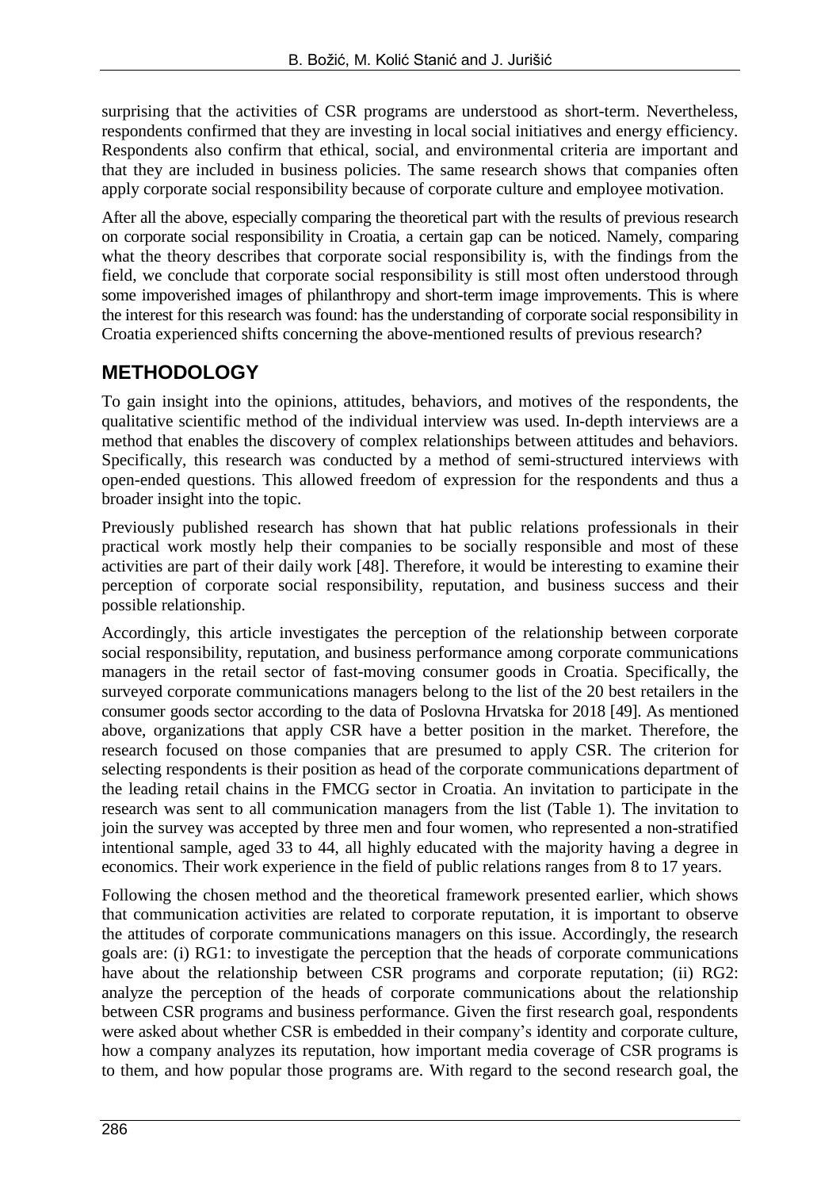surprising that the activities of CSR programs are understood as short-term. Nevertheless, respondents confirmed that they are investing in local social initiatives and energy efficiency. Respondents also confirm that ethical, social, and environmental criteria are important and that they are included in business policies. The same research shows that companies often apply corporate social responsibility because of corporate culture and employee motivation.

After all the above, especially comparing the theoretical part with the results of previous research on corporate social responsibility in Croatia, a certain gap can be noticed. Namely, comparing what the theory describes that corporate social responsibility is, with the findings from the field, we conclude that corporate social responsibility is still most often understood through some impoverished images of philanthropy and short-term image improvements. This is where the interest for this research was found: has the understanding of corporate social responsibility in Croatia experienced shifts concerning the above-mentioned results of previous research?

## METHODOLOGY

To gain insight into the opinions, attitudes, behaviors, and motives of the respondents, the qualitative scientific method of the individual interview was used. In-depth interviews are a method that enables the discovery of complex relationships between attitudes and behaviors. Specifically, this research was conducted by a method of semi-structured interviews with open-ended questions. This allowed freedom of expression for the respondents and thus a broader insight into the topic.

Previously published research has shown that hat public relations professionals in their practical work mostly help their companies to be socially responsible and most of these activities are part of their daily work [48]. Therefore, it would be interesting to examine their perception of corporate social responsibility, reputation, and business success and their possible relationship.

Accordingly, this article investigates the perception of the relationship between corporate social responsibility, reputation, and business performance among corporate communications managers in the retail sector of fast-moving consumer goods in Croatia. Specifically, the surveyed corporate communications managers belong to the list of the 20 best retailers in the consumer goods sector according to the data of Poslovna Hrvatska for 2018 [49]. As mentioned above, organizations that apply CSR have a better position in the market. Therefore, the research focused on those companies that are presumed to apply CSR. The criterion for selecting respondents is their position as head of the corporate communications department of the leading retail chains in the FMCG sector in Croatia. An invitation to participate in the research was sent to all communication managers from the list (Table 1). The invitation to join the survey was accepted by three men and four women, who represented a non-stratified intentional sample, aged 33 to 44, all highly educated with the majority having a degree in economics. Their work experience in the field of public relations ranges from 8 to 17 years.

Following the chosen method and the theoretical framework presented earlier, which shows that communication activities are related to corporate reputation, it is important to observe the attitudes of corporate communications managers on this issue. Accordingly, the research goals are: (i) RG1: to investigate the perception that the heads of corporate communications have about the relationship between CSR programs and corporate reputation; (ii) RG2: analyze the perception of the heads of corporate communications about the relationship between CSR programs and business performance. Given the first research goal, respondents were asked about whether CSR is embedded in their company's identity and corporate culture, how a company analyzes its reputation, how important media coverage of CSR programs is to them, and how popular those programs are. With regard to the second research goal, the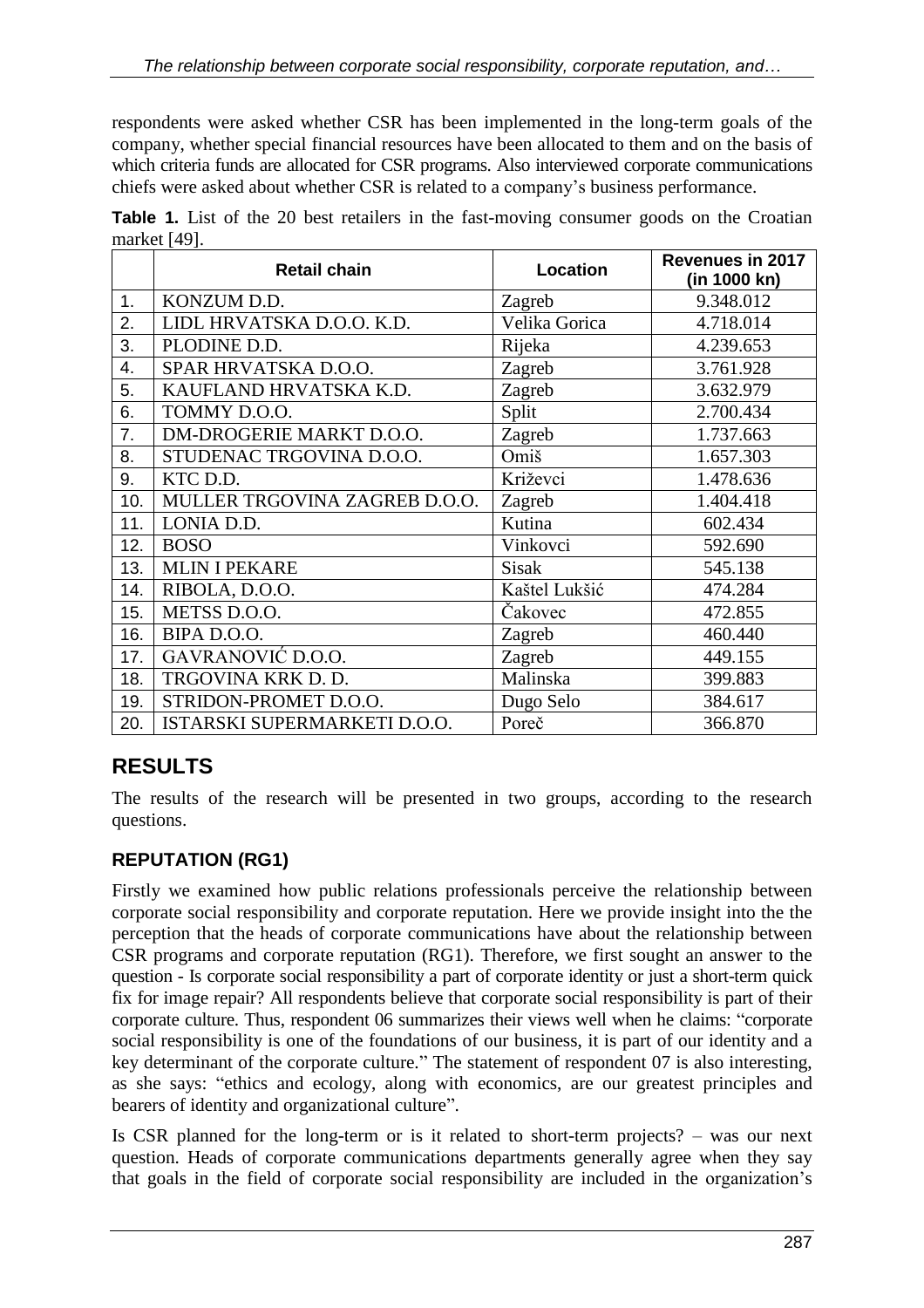respondents were asked whether CSR has been implemented in the long-term goals of the company, whether special financial resources have been allocated to them and on the basis of which criteria funds are allocated for CSR programs. Also interviewed corporate communications chiefs were asked about whether CSR is related to a company's business performance.

**Table 1.** List of the 20 best retailers in the fast-moving consumer goods on the Croatian market [49].

| | Retail chain | Location | Revenues in 2017 (in 1000 kn) |
|---|---|---|---|
| 1. | KONZUM D.D. | Zagreb | 9.348.012 |
| 2. | LIDL HRVATSKA D.O.O. K.D. | Velika Gorica | 4.718.014 |
| 3. | PLODINE D.D. | Rijeka | 4.239.653 |
| 4. | SPAR HRVATSKA D.O.O. | Zagreb | 3.761.928 |
| 5. | KAUFLAND HRVATSKA K.D. | Zagreb | 3.632.979 |
| 6. | TOMMY D.O.O. | Split | 2.700.434 |
| 7. | DM-DROGERIE MARKT D.O.O. | Zagreb | 1.737.663 |
| 8. | STUDENAC TRGOVINA D.O.O. | Omiš | 1.657.303 |
| 9. | KTC D.D. | Križevci | 1.478.636 |
| 10. | MULLER TRGOVINA ZAGREB D.O.O. | Zagreb | 1.404.418 |
| 11. | LONIA D.D. | Kutina | 602.434 |
| 12. | BOSO | Vinkovci | 592.690 |
| 13. | MLIN I PEKARE | Sisak | 545.138 |
| 14. | RIBOLA, D.O.O. | Kaštel Lukšić | 474.284 |
| 15. | METSS D.O.O. | Čakovec | 472.855 |
| 16. | BIPA D.O.O. | Zagreb | 460.440 |
| 17. | GAVRANOVIĆ D.O.O. | Zagreb | 449.155 |
| 18. | TRGOVINA KRK D. D. | Malinska | 399.883 |
| 19. | STRIDON-PROMET D.O.O. | Dugo Selo | 384.617 |
| 20. | ISTARSKI SUPERMARKETI D.O.O. | Poreč | 366.870 |

## RESULTS

The results of the research will be presented in two groups, according to the research questions.

### REPUTATION (RG1)

Firstly we examined how public relations professionals perceive the relationship between corporate social responsibility and corporate reputation. Here we provide insight into the the perception that the heads of corporate communications have about the relationship between CSR programs and corporate reputation (RG1). Therefore, we first sought an answer to the question - Is corporate social responsibility a part of corporate identity or just a short-term quick fix for image repair? All respondents believe that corporate social responsibility is part of their corporate culture. Thus, respondent 06 summarizes their views well when he claims: "corporate social responsibility is one of the foundations of our business, it is part of our identity and a key determinant of the corporate culture." The statement of respondent 07 is also interesting, as she says: "ethics and ecology, along with economics, are our greatest principles and bearers of identity and organizational culture".

Is CSR planned for the long-term or is it related to short-term projects? – was our next question. Heads of corporate communications departments generally agree when they say that goals in the field of corporate social responsibility are included in the organization's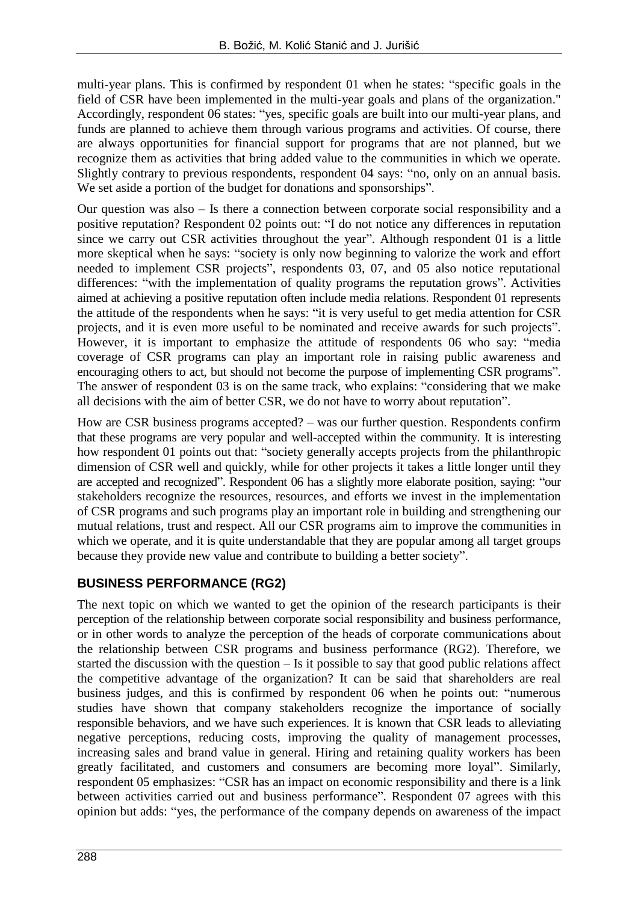multi-year plans. This is confirmed by respondent 01 when he states: "specific goals in the field of CSR have been implemented in the multi-year goals and plans of the organization." Accordingly, respondent 06 states: "yes, specific goals are built into our multi-year plans, and funds are planned to achieve them through various programs and activities. Of course, there are always opportunities for financial support for programs that are not planned, but we recognize them as activities that bring added value to the communities in which we operate. Slightly contrary to previous respondents, respondent 04 says: "no, only on an annual basis. We set aside a portion of the budget for donations and sponsorships".

Our question was also – Is there a connection between corporate social responsibility and a positive reputation? Respondent 02 points out: "I do not notice any differences in reputation since we carry out CSR activities throughout the year". Although respondent 01 is a little more skeptical when he says: "society is only now beginning to valorize the work and effort needed to implement CSR projects", respondents 03, 07, and 05 also notice reputational differences: "with the implementation of quality programs the reputation grows". Activities aimed at achieving a positive reputation often include media relations. Respondent 01 represents the attitude of the respondents when he says: "it is very useful to get media attention for CSR projects, and it is even more useful to be nominated and receive awards for such projects". However, it is important to emphasize the attitude of respondents 06 who say: "media coverage of CSR programs can play an important role in raising public awareness and encouraging others to act, but should not become the purpose of implementing CSR programs". The answer of respondent 03 is on the same track, who explains: "considering that we make all decisions with the aim of better CSR, we do not have to worry about reputation".

How are CSR business programs accepted? – was our further question. Respondents confirm that these programs are very popular and well-accepted within the community. It is interesting how respondent 01 points out that: "society generally accepts projects from the philanthropic dimension of CSR well and quickly, while for other projects it takes a little longer until they are accepted and recognized". Respondent 06 has a slightly more elaborate position, saying: "our stakeholders recognize the resources, resources, and efforts we invest in the implementation of CSR programs and such programs play an important role in building and strengthening our mutual relations, trust and respect. All our CSR programs aim to improve the communities in which we operate, and it is quite understandable that they are popular among all target groups because they provide new value and contribute to building a better society".

## BUSINESS PERFORMANCE (RG2)

The next topic on which we wanted to get the opinion of the research participants is their perception of the relationship between corporate social responsibility and business performance, or in other words to analyze the perception of the heads of corporate communications about the relationship between CSR programs and business performance (RG2). Therefore, we started the discussion with the question – Is it possible to say that good public relations affect the competitive advantage of the organization? It can be said that shareholders are real business judges, and this is confirmed by respondent 06 when he points out: "numerous studies have shown that company stakeholders recognize the importance of socially responsible behaviors, and we have such experiences. It is known that CSR leads to alleviating negative perceptions, reducing costs, improving the quality of management processes, increasing sales and brand value in general. Hiring and retaining quality workers has been greatly facilitated, and customers and consumers are becoming more loyal". Similarly, respondent 05 emphasizes: "CSR has an impact on economic responsibility and there is a link between activities carried out and business performance". Respondent 07 agrees with this opinion but adds: "yes, the performance of the company depends on awareness of the impact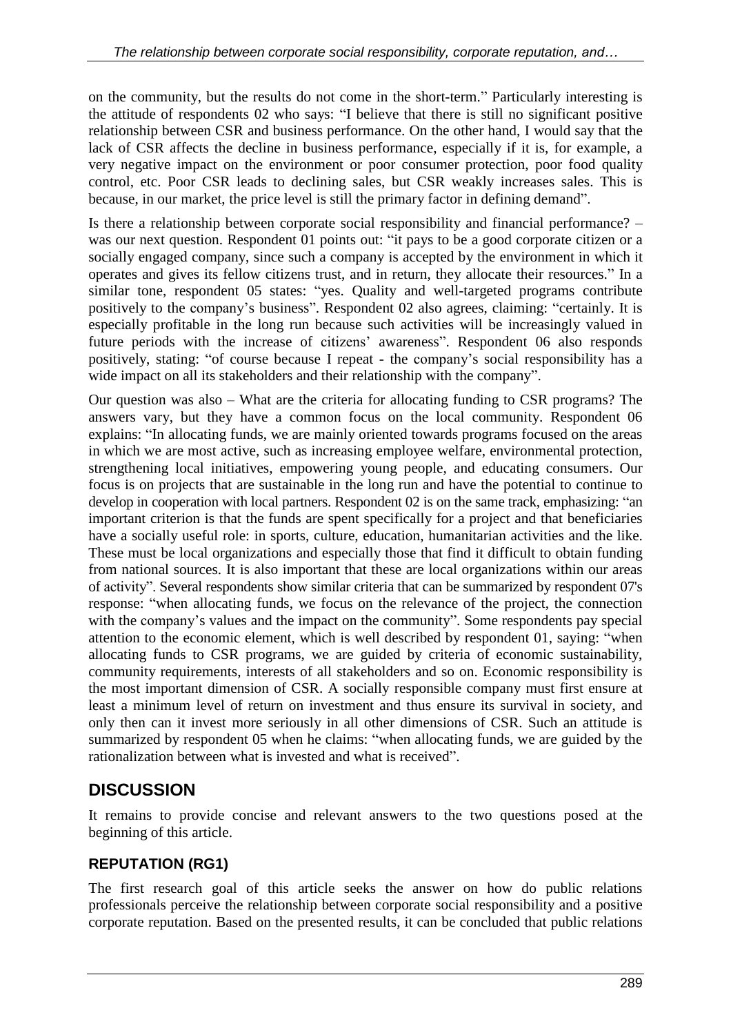on the community, but the results do not come in the short-term." Particularly interesting is the attitude of respondents 02 who says: "I believe that there is still no significant positive relationship between CSR and business performance. On the other hand, I would say that the lack of CSR affects the decline in business performance, especially if it is, for example, a very negative impact on the environment or poor consumer protection, poor food quality control, etc. Poor CSR leads to declining sales, but CSR weakly increases sales. This is because, in our market, the price level is still the primary factor in defining demand".

Is there a relationship between corporate social responsibility and financial performance? – was our next question. Respondent 01 points out: "it pays to be a good corporate citizen or a socially engaged company, since such a company is accepted by the environment in which it operates and gives its fellow citizens trust, and in return, they allocate their resources." In a similar tone, respondent 05 states: "yes. Quality and well-targeted programs contribute positively to the company's business". Respondent 02 also agrees, claiming: "certainly. It is especially profitable in the long run because such activities will be increasingly valued in future periods with the increase of citizens' awareness". Respondent 06 also responds positively, stating: "of course because I repeat - the company's social responsibility has a wide impact on all its stakeholders and their relationship with the company".

Our question was also – What are the criteria for allocating funding to CSR programs? The answers vary, but they have a common focus on the local community. Respondent 06 explains: "In allocating funds, we are mainly oriented towards programs focused on the areas in which we are most active, such as increasing employee welfare, environmental protection, strengthening local initiatives, empowering young people, and educating consumers. Our focus is on projects that are sustainable in the long run and have the potential to continue to develop in cooperation with local partners. Respondent 02 is on the same track, emphasizing: "an important criterion is that the funds are spent specifically for a project and that beneficiaries have a socially useful role: in sports, culture, education, humanitarian activities and the like. These must be local organizations and especially those that find it difficult to obtain funding from national sources. It is also important that these are local organizations within our areas of activity". Several respondents show similar criteria that can be summarized by respondent 07's response: "when allocating funds, we focus on the relevance of the project, the connection with the company's values and the impact on the community". Some respondents pay special attention to the economic element, which is well described by respondent 01, saying: "when allocating funds to CSR programs, we are guided by criteria of economic sustainability, community requirements, interests of all stakeholders and so on. Economic responsibility is the most important dimension of CSR. A socially responsible company must first ensure at least a minimum level of return on investment and thus ensure its survival in society, and only then can it invest more seriously in all other dimensions of CSR. Such an attitude is summarized by respondent 05 when he claims: "when allocating funds, we are guided by the rationalization between what is invested and what is received".

## DISCUSSION

It remains to provide concise and relevant answers to the two questions posed at the beginning of this article.

### REPUTATION (RG1)

The first research goal of this article seeks the answer on how do public relations professionals perceive the relationship between corporate social responsibility and a positive corporate reputation. Based on the presented results, it can be concluded that public relations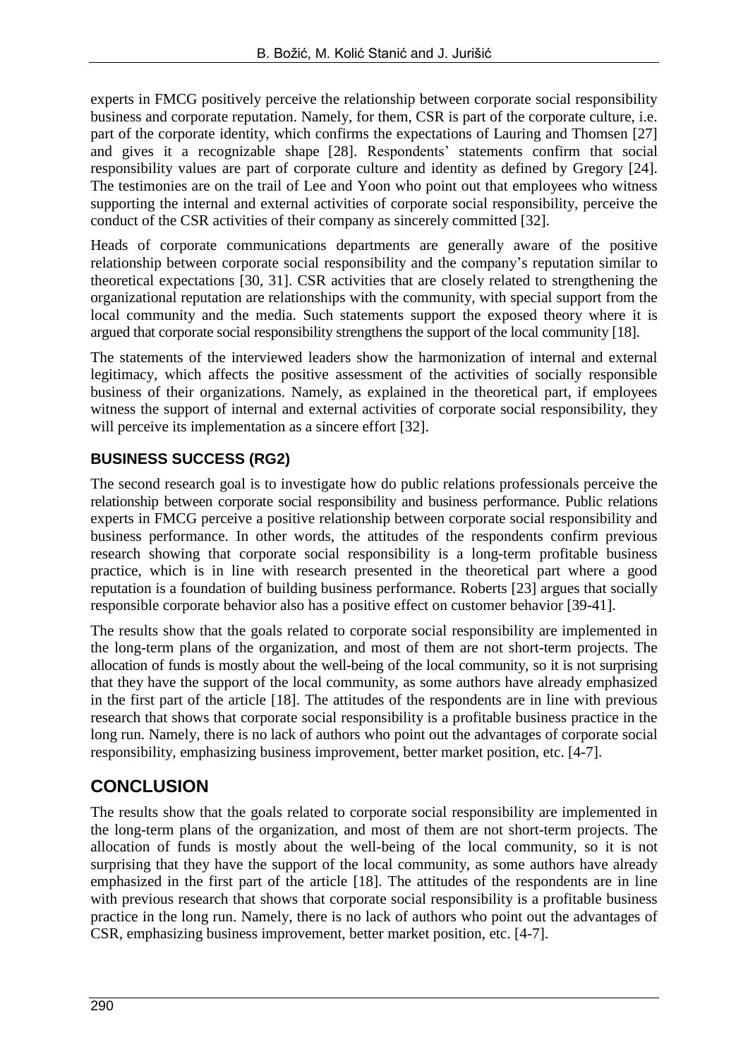experts in FMCG positively perceive the relationship between corporate social responsibility business and corporate reputation. Namely, for them, CSR is part of the corporate culture, i.e. part of the corporate identity, which confirms the expectations of Lauring and Thomsen [27] and gives it a recognizable shape [28]. Respondents' statements confirm that social responsibility values are part of corporate culture and identity as defined by Gregory [24]. The testimonies are on the trail of Lee and Yoon who point out that employees who witness supporting the internal and external activities of corporate social responsibility, perceive the conduct of the CSR activities of their company as sincerely committed [32].

Heads of corporate communications departments are generally aware of the positive relationship between corporate social responsibility and the company's reputation similar to theoretical expectations [30, 31]. CSR activities that are closely related to strengthening the organizational reputation are relationships with the community, with special support from the local community and the media. Such statements support the exposed theory where it is argued that corporate social responsibility strengthens the support of the local community [18].

The statements of the interviewed leaders show the harmonization of internal and external legitimacy, which affects the positive assessment of the activities of socially responsible business of their organizations. Namely, as explained in the theoretical part, if employees witness the support of internal and external activities of corporate social responsibility, they will perceive its implementation as a sincere effort [32].

### BUSINESS SUCCESS (RG2)

The second research goal is to investigate how do public relations professionals perceive the relationship between corporate social responsibility and business performance. Public relations experts in FMCG perceive a positive relationship between corporate social responsibility and business performance. In other words, the attitudes of the respondents confirm previous research showing that corporate social responsibility is a long-term profitable business practice, which is in line with research presented in the theoretical part where a good reputation is a foundation of building business performance. Roberts [23] argues that socially responsible corporate behavior also has a positive effect on customer behavior [39-41].

The results show that the goals related to corporate social responsibility are implemented in the long-term plans of the organization, and most of them are not short-term projects. The allocation of funds is mostly about the well-being of the local community, so it is not surprising that they have the support of the local community, as some authors have already emphasized in the first part of the article [18]. The attitudes of the respondents are in line with previous research that shows that corporate social responsibility is a profitable business practice in the long run. Namely, there is no lack of authors who point out the advantages of corporate social responsibility, emphasizing business improvement, better market position, etc. [4-7].

## CONCLUSION

The results show that the goals related to corporate social responsibility are implemented in the long-term plans of the organization, and most of them are not short-term projects. The allocation of funds is mostly about the well-being of the local community, so it is not surprising that they have the support of the local community, as some authors have already emphasized in the first part of the article [18]. The attitudes of the respondents are in line with previous research that shows that corporate social responsibility is a profitable business practice in the long run. Namely, there is no lack of authors who point out the advantages of CSR, emphasizing business improvement, better market position, etc. [4-7].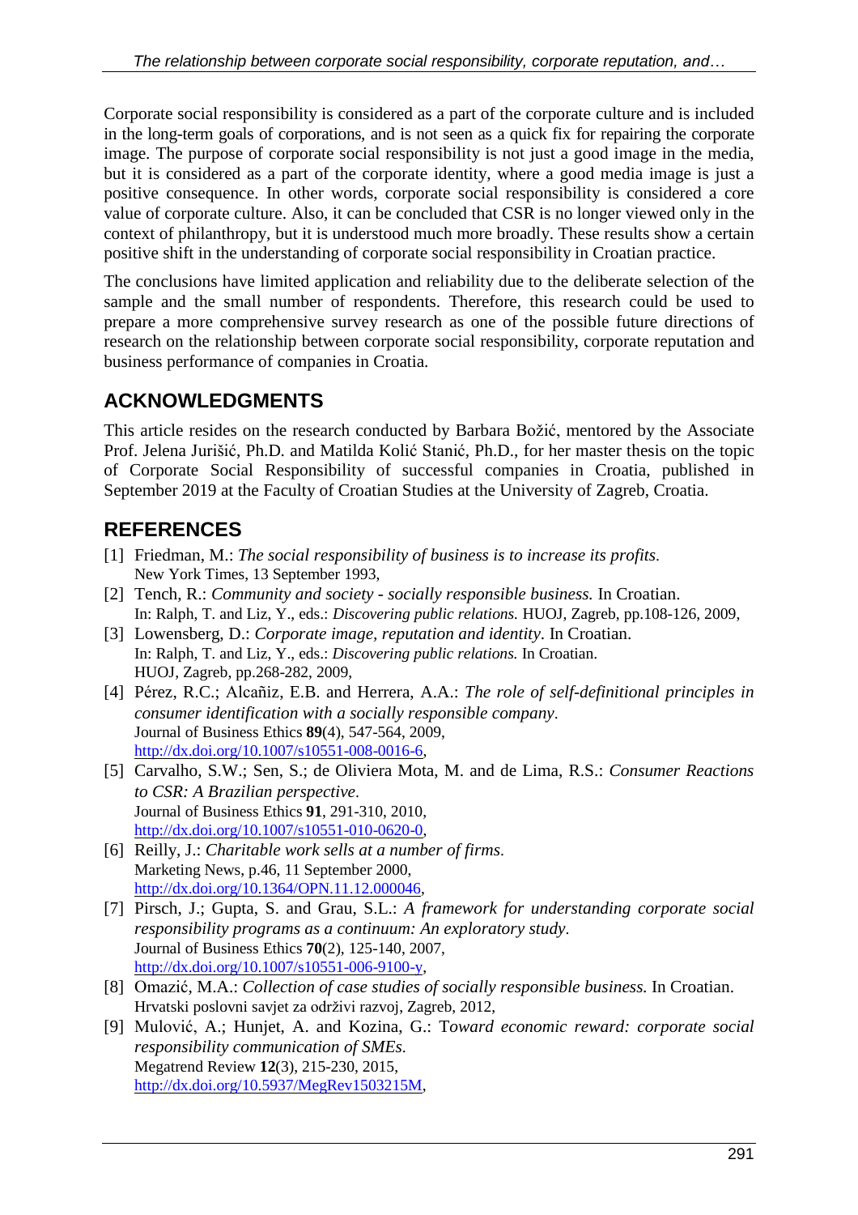Corporate social responsibility is considered as a part of the corporate culture and is included in the long-term goals of corporations, and is not seen as a quick fix for repairing the corporate image. The purpose of corporate social responsibility is not just a good image in the media, but it is considered as a part of the corporate identity, where a good media image is just a positive consequence. In other words, corporate social responsibility is considered a core value of corporate culture. Also, it can be concluded that CSR is no longer viewed only in the context of philanthropy, but it is understood much more broadly. These results show a certain positive shift in the understanding of corporate social responsibility in Croatian practice.

The conclusions have limited application and reliability due to the deliberate selection of the sample and the small number of respondents. Therefore, this research could be used to prepare a more comprehensive survey research as one of the possible future directions of research on the relationship between corporate social responsibility, corporate reputation and business performance of companies in Croatia.

## ACKNOWLEDGMENTS

This article resides on the research conducted by Barbara Božić, mentored by the Associate Prof. Jelena Jurišić, Ph.D. and Matilda Kolić Stanić, Ph.D., for her master thesis on the topic of Corporate Social Responsibility of successful companies in Croatia, published in September 2019 at the Faculty of Croatian Studies at the University of Zagreb, Croatia.

## REFERENCES

[1] Friedman, M.: *The social responsibility of business is to increase its profits*. New York Times, 13 September 1993,

[2] Tench, R.: *Community and society - socially responsible business.* In Croatian. In: Ralph, T. and Liz, Y., eds.: *Discovering public relations.* HUOJ, Zagreb, pp.108-126, 2009,

[3] Lowensberg, D.: *Corporate image, reputation and identity*. In Croatian. In: Ralph, T. and Liz, Y., eds.: *Discovering public relations.* In Croatian. HUOJ, Zagreb, pp.268-282, 2009,

[4] Pérez, R.C.; Alcañiz, E.B. and Herrera, A.A.: *The role of self-definitional principles in consumer identification with a socially responsible company*. Journal of Business Ethics **89**(4), 547-564, 2009, http://dx.doi.org/10.1007/s10551-008-0016-6,

[5] Carvalho, S.W.; Sen, S.; de Oliviera Mota, M. and de Lima, R.S.: *Consumer Reactions to CSR: A Brazilian perspective*. Journal of Business Ethics **91**, 291-310, 2010, http://dx.doi.org/10.1007/s10551-010-0620-0,

[6] Reilly, J.: *Charitable work sells at a number of firms*. Marketing News, p.46, 11 September 2000, http://dx.doi.org/10.1364/OPN.11.12.000046,

[7] Pirsch, J.; Gupta, S. and Grau, S.L.: *A framework for understanding corporate social responsibility programs as a continuum: An exploratory study*. Journal of Business Ethics **70**(2), 125-140, 2007, http://dx.doi.org/10.1007/s10551-006-9100-y,

[8] Omazić, M.A.: *Collection of case studies of socially responsible business.* In Croatian. Hrvatski poslovni savjet za održivi razvoj, Zagreb, 2012,

[9] Mulović, A.; Hunjet, A. and Kozina, G.: T*oward economic reward: corporate social responsibility communication of SMEs*. Megatrend Review **12**(3), 215-230, 2015, http://dx.doi.org/10.5937/MegRev1503215M,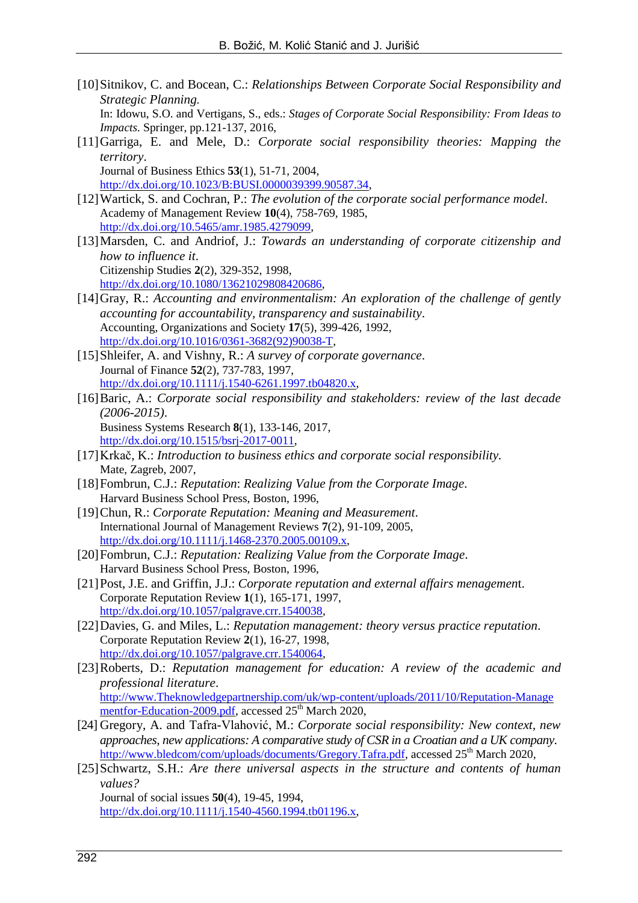[10] Sitnikov, C. and Bocean, C.: *Relationships Between Corporate Social Responsibility and Strategic Planning.*
In: Idowu, S.O. and Vertigans, S., eds.: *Stages of Corporate Social Responsibility: From Ideas to Impacts.* Springer, pp.121-137, 2016,

[11] Garriga, E. and Mele, D.: *Corporate social responsibility theories: Mapping the territory*.
Journal of Business Ethics **53**(1), 51-71, 2004,
http://dx.doi.org/10.1023/B:BUSI.0000039399.90587.34,

[12] Wartick, S. and Cochran, P.: *The evolution of the corporate social performance model*.
Academy of Management Review **10**(4), 758-769, 1985,
http://dx.doi.org/10.5465/amr.1985.4279099,

[13] Marsden, C. and Andriof, J.: *Towards an understanding of corporate citizenship and how to influence it*.
Citizenship Studies **2**(2), 329-352, 1998,
http://dx.doi.org/10.1080/13621029808420686,

[14] Gray, R.: *Accounting and environmentalism: An exploration of the challenge of gently accounting for accountability, transparency and sustainability*.
Accounting, Organizations and Society **17**(5), 399-426, 1992,
http://dx.doi.org/10.1016/0361-3682(92)90038-T,

[15] Shleifer, A. and Vishny, R.: *A survey of corporate governance*.
Journal of Finance **52**(2), 737-783, 1997,
http://dx.doi.org/10.1111/j.1540-6261.1997.tb04820.x,

[16] Baric, A.: *Corporate social responsibility and stakeholders: review of the last decade (2006-2015)*.
Business Systems Research **8**(1), 133-146, 2017,
http://dx.doi.org/10.1515/bsrj-2017-0011,

[17] Krkač, K.: *Introduction to business ethics and corporate social responsibility.*
Mate, Zagreb, 2007,

[18] Fombrun, C.J.: *Reputation*: *Realizing Value from the Corporate Image.*
Harvard Business School Press, Boston, 1996,

[19] Chun, R.: *Corporate Reputation: Meaning and Measurement*.
International Journal of Management Reviews **7**(2), 91-109, 2005,
http://dx.doi.org/10.1111/j.1468-2370.2005.00109.x,

[20] Fombrun, C.J.: *Reputation: Realizing Value from the Corporate Image*.
Harvard Business School Press, Boston, 1996,

[21] Post, J.E. and Griffin, J.J.: *Corporate reputation and external affairs managemen*t.
Corporate Reputation Review **1**(1), 165-171, 1997,
http://dx.doi.org/10.1057/palgrave.crr.1540038,

[22] Davies, G. and Miles, L.: *Reputation management: theory versus practice reputation*.
Corporate Reputation Review **2**(1), 16-27, 1998,
http://dx.doi.org/10.1057/palgrave.crr.1540064,

[23] Roberts, D.: *Reputation management for education: A review of the academic and professional literature*.
http://www.Theknowledgepartnership.com/uk/wp-content/uploads/2011/10/Reputation-Managementfor-Education-2009.pdf, accessed 25th March 2020,

[24] Gregory, A. and Tafra-Vlahović, M.: *Corporate social responsibility: New context, new approaches, new applications: A comparative study of CSR in a Croatian and a UK company.*
http://www.bledcom/com/uploads/documents/Gregory.Tafra.pdf, accessed 25th March 2020,

[25] Schwartz, S.H.: *Are there universal aspects in the structure and contents of human values?*
Journal of social issues **50**(4), 19-45, 1994,
http://dx.doi.org/10.1111/j.1540-4560.1994.tb01196.x,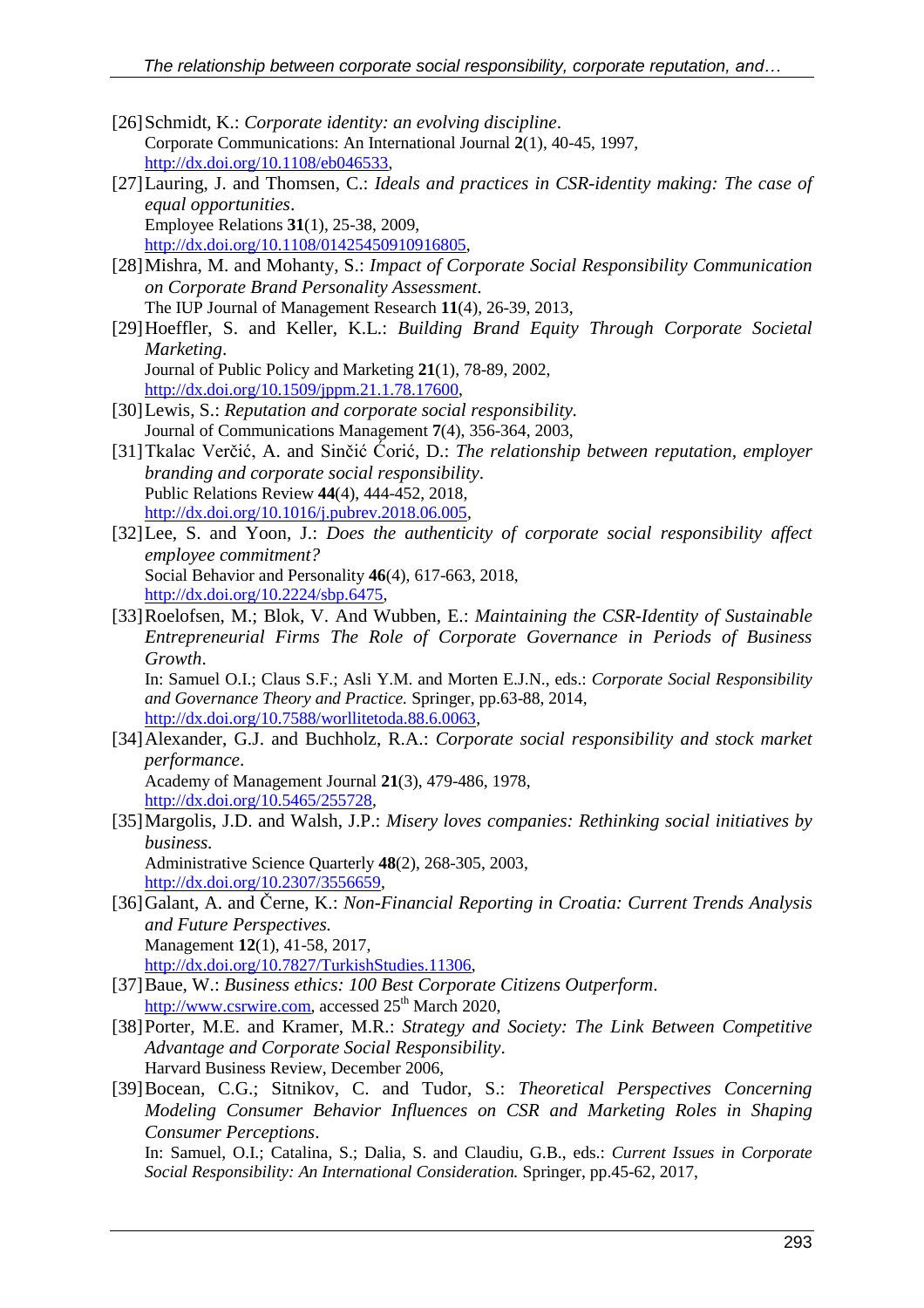[26] Schmidt, K.: *Corporate identity: an evolving discipline*.
Corporate Communications: An International Journal **2**(1), 40-45, 1997,
http://dx.doi.org/10.1108/eb046533,

[27] Lauring, J. and Thomsen, C.: *Ideals and practices in CSR-identity making: The case of equal opportunities*.
Employee Relations **31**(1), 25-38, 2009,
http://dx.doi.org/10.1108/01425450910916805,

[28] Mishra, M. and Mohanty, S.: *Impact of Corporate Social Responsibility Communication on Corporate Brand Personality Assessment*.
The IUP Journal of Management Research **11**(4), 26-39, 2013,

[29] Hoeffler, S. and Keller, K.L.: *Building Brand Equity Through Corporate Societal Marketing*.
Journal of Public Policy and Marketing **21**(1), 78-89, 2002,
http://dx.doi.org/10.1509/jppm.21.1.78.17600,

[30] Lewis, S.: *Reputation and corporate social responsibility*.
Journal of Communications Management **7**(4), 356-364, 2003,

[31] Tkalac Verčić, A. and Sinčić Ćorić, D.: *The relationship between reputation, employer branding and corporate social responsibility*.
Public Relations Review **44**(4), 444-452, 2018,
http://dx.doi.org/10.1016/j.pubrev.2018.06.005,

[32] Lee, S. and Yoon, J.: *Does the authenticity of corporate social responsibility affect employee commitment?*
Social Behavior and Personality **46**(4), 617-663, 2018,
http://dx.doi.org/10.2224/sbp.6475,

[33] Roelofsen, M.; Blok, V. And Wubben, E.: *Maintaining the CSR-Identity of Sustainable Entrepreneurial Firms The Role of Corporate Governance in Periods of Business Growth*.
In: Samuel O.I.; Claus S.F.; Asli Y.M. and Morten E.J.N., eds.: *Corporate Social Responsibility and Governance Theory and Practice.* Springer, pp.63-88, 2014,
http://dx.doi.org/10.7588/worllitetoda.88.6.0063,

[34] Alexander, G.J. and Buchholz, R.A.: *Corporate social responsibility and stock market performance*.
Academy of Management Journal **21**(3), 479-486, 1978,
http://dx.doi.org/10.5465/255728,

[35] Margolis, J.D. and Walsh, J.P.: *Misery loves companies: Rethinking social initiatives by business*.
Administrative Science Quarterly **48**(2), 268-305, 2003,
http://dx.doi.org/10.2307/3556659,

[36] Galant, A. and Černe, K.: *Non-Financial Reporting in Croatia: Current Trends Analysis and Future Perspectives.*
Management **12**(1), 41-58, 2017,
http://dx.doi.org/10.7827/TurkishStudies.11306,

[37] Baue, W.: *Business ethics: 100 Best Corporate Citizens Outperform*.
http://www.csrwire.com, accessed 25th March 2020,

[38] Porter, M.E. and Kramer, M.R.: *Strategy and Society: The Link Between Competitive Advantage and Corporate Social Responsibility*.
Harvard Business Review, December 2006,

[39] Bocean, C.G.; Sitnikov, C. and Tudor, S.: *Theoretical Perspectives Concerning Modeling Consumer Behavior Influences on CSR and Marketing Roles in Shaping Consumer Perceptions*.
In: Samuel, O.I.; Catalina, S.; Dalia, S. and Claudiu, G.B., eds.: *Current Issues in Corporate Social Responsibility: An International Consideration.* Springer, pp.45-62, 2017,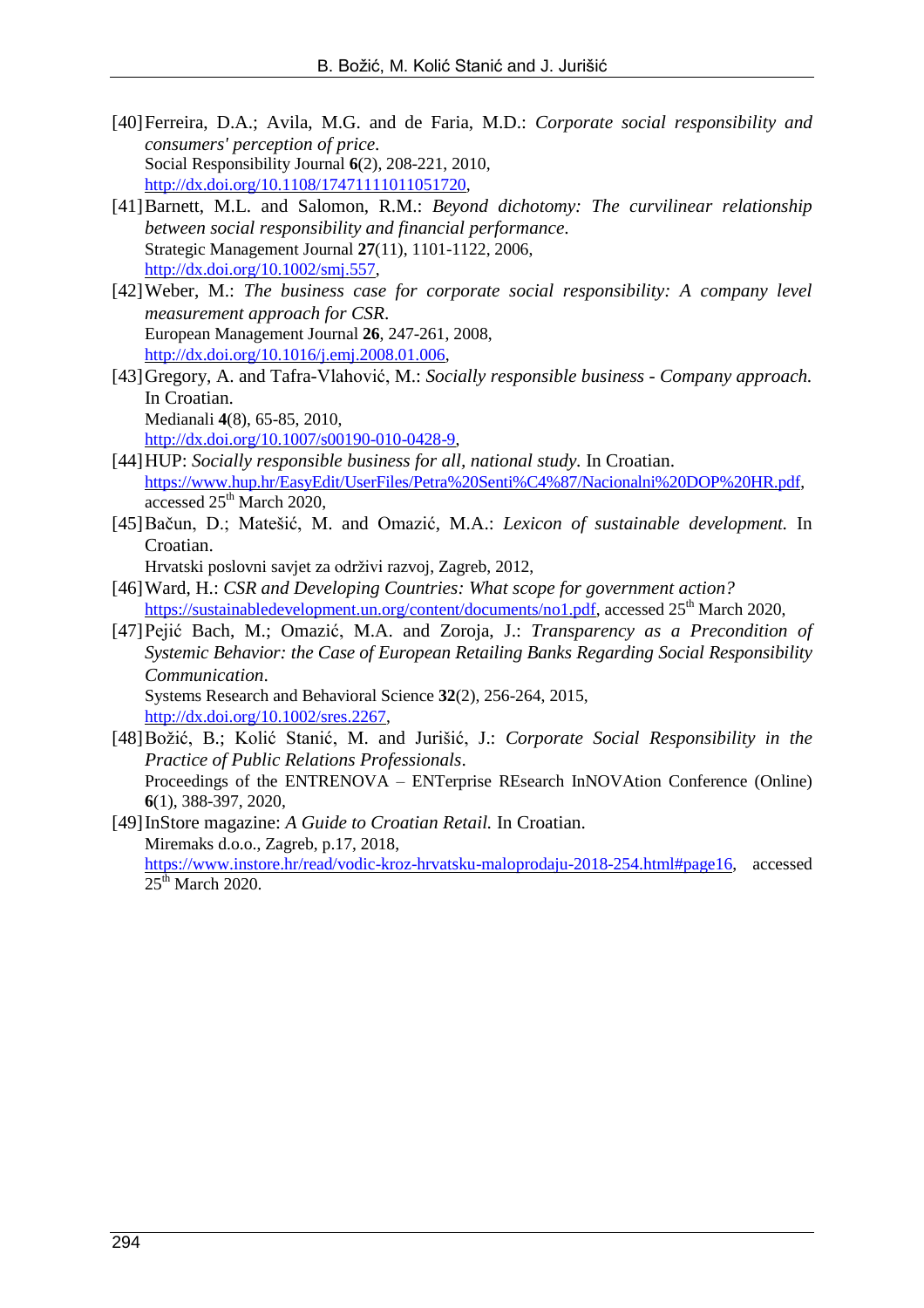[40] Ferreira, D.A.; Avila, M.G. and de Faria, M.D.: *Corporate social responsibility and consumers' perception of price*.
Social Responsibility Journal **6**(2), 208-221, 2010,
http://dx.doi.org/10.1108/17471111011051720,

[41] Barnett, M.L. and Salomon, R.M.: *Beyond dichotomy: The curvilinear relationship between social responsibility and financial performance*.
Strategic Management Journal **27**(11), 1101-1122, 2006,
http://dx.doi.org/10.1002/smj.557,

[42] Weber, M.: *The business case for corporate social responsibility: A company level measurement approach for CSR*.
European Management Journal **26**, 247-261, 2008,
http://dx.doi.org/10.1016/j.emj.2008.01.006,

[43] Gregory, A. and Tafra-Vlahović, M.: *Socially responsible business - Company approach.* In Croatian.
Medianali **4**(8), 65-85, 2010,
http://dx.doi.org/10.1007/s00190-010-0428-9,

[44] HUP: *Socially responsible business for all, national study.* In Croatian.
https://www.hup.hr/EasyEdit/UserFiles/Petra%20Senti%C4%87/Nacionalni%20DOP%20HR.pdf, accessed 25th March 2020,

[45] Bačun, D.; Matešić, M. and Omazić, M.A.: *Lexicon of sustainable development.* In Croatian.
Hrvatski poslovni savjet za održivi razvoj, Zagreb, 2012,

[46] Ward, H.: *CSR and Developing Countries: What scope for government action?*
https://sustainabledevelopment.un.org/content/documents/no1.pdf, accessed 25th March 2020,

[47] Pejić Bach, M.; Omazić, M.A. and Zoroja, J.: *Transparency as a Precondition of Systemic Behavior: the Case of European Retailing Banks Regarding Social Responsibility Communication*.
Systems Research and Behavioral Science **32**(2), 256-264, 2015,
http://dx.doi.org/10.1002/sres.2267,

[48] Božić, B.; Kolić Stanić, M. and Jurišić, J.: *Corporate Social Responsibility in the Practice of Public Relations Professionals*.
Proceedings of the ENTRENOVA – ENTerprise REsearch InNOVAtion Conference (Online) **6**(1), 388-397, 2020,

[49] InStore magazine: *A Guide to Croatian Retail.* In Croatian.
Miremaks d.o.o., Zagreb, p.17, 2018,
https://www.instore.hr/read/vodic-kroz-hrvatsku-maloprodaju-2018-254.html#page16, accessed 25th March 2020.